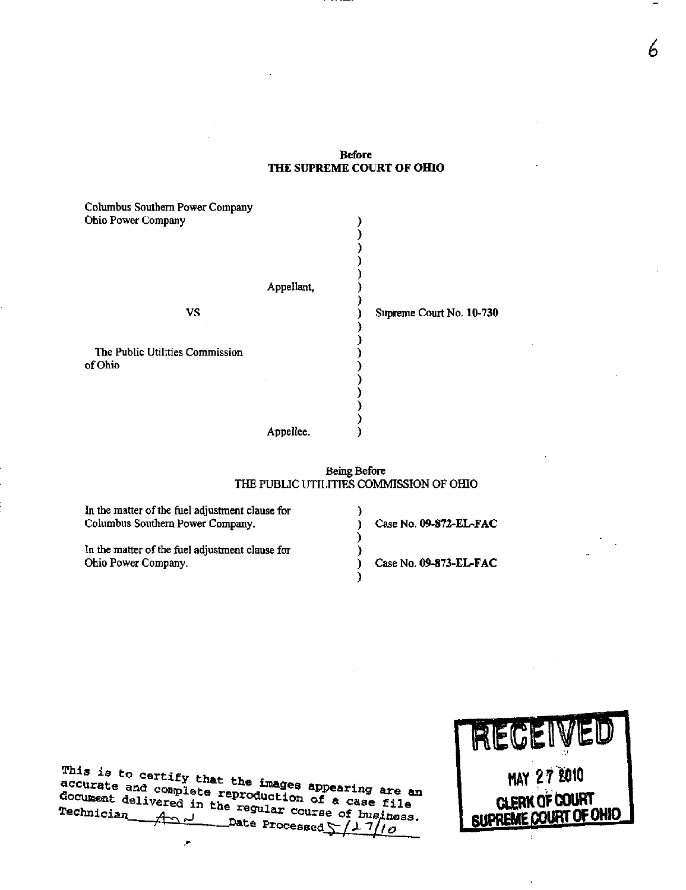**Before**
**THE SUPREME COURT OF OHIO**

| | | |
|---|---|---|
| Columbus Southern Power Company<br>Ohio Power Company | ) | |
| Appellant, | ) | |
| VS | ) | Supreme Court No. 10-730 |
| The Public Utilities Commission of Ohio | ) | |
| Appellee. | ) | |

Being Before
THE PUBLIC UTILITIES COMMISSION OF OHIO

| | | |
|---|---|---|
| In the matter of the fuel adjustment clause for Columbus Southern Power Company. | ) | Case No. **09-872-EL-FAC** |
| In the matter of the fuel adjustment clause for Ohio Power Company. | ) | Case No. **09-873-EL-FAC** |

This is to certify that the images appearing are an accurate and complete reproduction of a case file document delivered in the regular course of business.
Technician ______ Date Processed 5/27/10

RECEIVED
MAY 27 2010
CLERK OF COURT
SUPREME COURT OF OHIO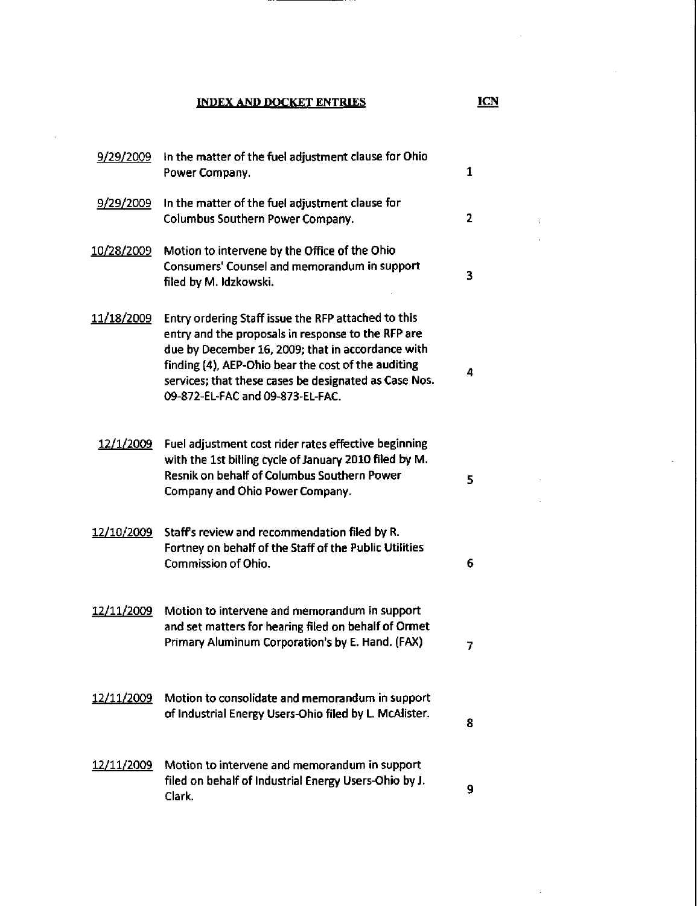**INDEX AND DOCKET ENTRIES** **ICN**

| Date | Entry | ICN |
|---|---|---|
| 9/29/2009 | In the matter of the fuel adjustment clause for Ohio Power Company. | 1 |
| 9/29/2009 | In the matter of the fuel adjustment clause for Columbus Southern Power Company. | 2 |
| 10/28/2009 | Motion to intervene by the Office of the Ohio Consumers' Counsel and memorandum in support filed by M. Idzkowski. | 3 |
| 11/18/2009 | Entry ordering Staff issue the RFP attached to this entry and the proposals in response to the RFP are due by December 16, 2009; that in accordance with finding (4), AEP-Ohio bear the cost of the auditing services; that these cases be designated as Case Nos. 09-872-EL-FAC and 09-873-EL-FAC. | 4 |
| 12/1/2009 | Fuel adjustment cost rider rates effective beginning with the 1st billing cycle of January 2010 filed by M. Resnik on behalf of Columbus Southern Power Company and Ohio Power Company. | 5 |
| 12/10/2009 | Staff's review and recommendation filed by R. Fortney on behalf of the Staff of the Public Utilities Commission of Ohio. | 6 |
| 12/11/2009 | Motion to intervene and memorandum in support and set matters for hearing filed on behalf of Ormet Primary Aluminum Corporation's by E. Hand. (FAX) | 7 |
| 12/11/2009 | Motion to consolidate and memorandum in support of Industrial Energy Users-Ohio filed by L. McAlister. | 8 |
| 12/11/2009 | Motion to intervene and memorandum in support filed on behalf of Industrial Energy Users-Ohio by J. Clark. | 9 |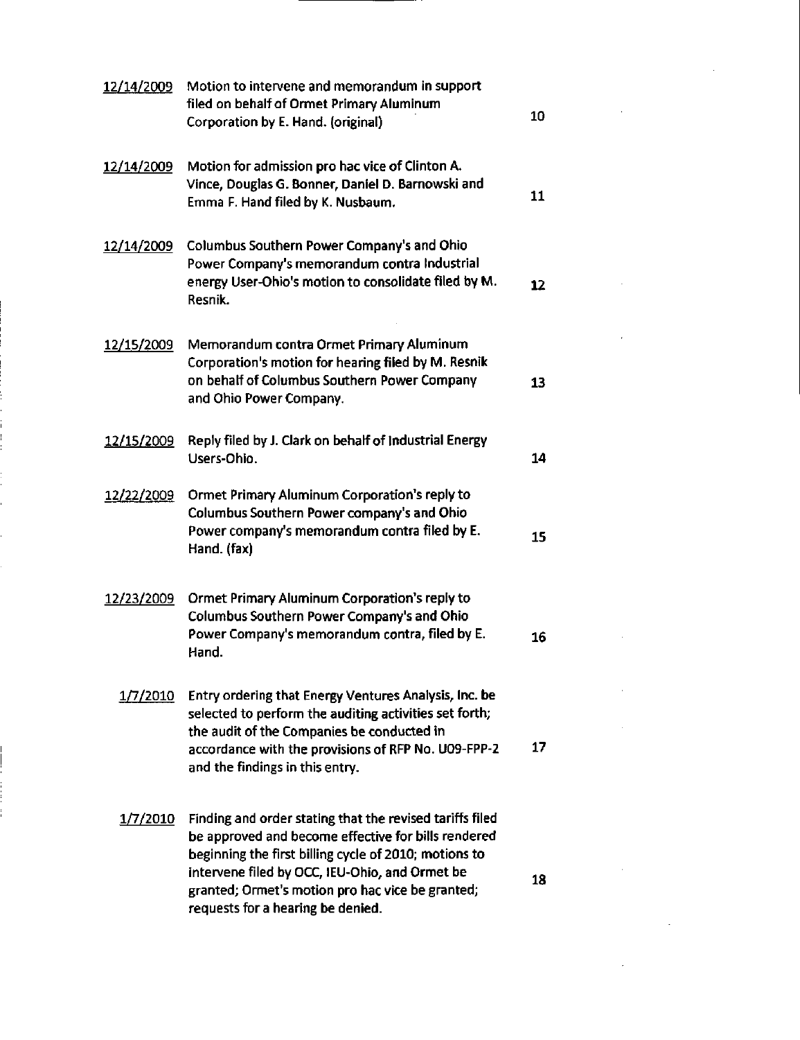| | | |
|---|---|---|
| 12/14/2009 | Motion to intervene and memorandum in support filed on behalf of Ormet Primary Aluminum Corporation by E. Hand. (original) | 10 |
| 12/14/2009 | Motion for admission pro hac vice of Clinton A. Vince, Douglas G. Bonner, Daniel D. Barnowski and Emma F. Hand filed by K. Nusbaum. | 11 |
| 12/14/2009 | Columbus Southern Power Company's and Ohio Power Company's memorandum contra Industrial energy User-Ohio's motion to consolidate filed by M. Resnik. | 12 |
| 12/15/2009 | Memorandum contra Ormet Primary Aluminum Corporation's motion for hearing filed by M. Resnik on behalf of Columbus Southern Power Company and Ohio Power Company. | 13 |
| 12/15/2009 | Reply filed by J. Clark on behalf of Industrial Energy Users-Ohio. | 14 |
| 12/22/2009 | Ormet Primary Aluminum Corporation's reply to Columbus Southern Power company's and Ohio Power company's memorandum contra filed by E. Hand. (fax) | 15 |
| 12/23/2009 | Ormet Primary Aluminum Corporation's reply to Columbus Southern Power Company's and Ohio Power Company's memorandum contra, filed by E. Hand. | 16 |
| 1/7/2010 | Entry ordering that Energy Ventures Analysis, Inc. be selected to perform the auditing activities set forth; the audit of the Companies be conducted in accordance with the provisions of RFP No. U09-FPP-2 and the findings in this entry. | 17 |
| 1/7/2010 | Finding and order stating that the revised tariffs filed be approved and become effective for bills rendered beginning the first billing cycle of 2010; motions to intervene filed by OCC, IEU-Ohio, and Ormet be granted; Ormet's motion pro hac vice be granted; requests for a hearing be denied. | 18 |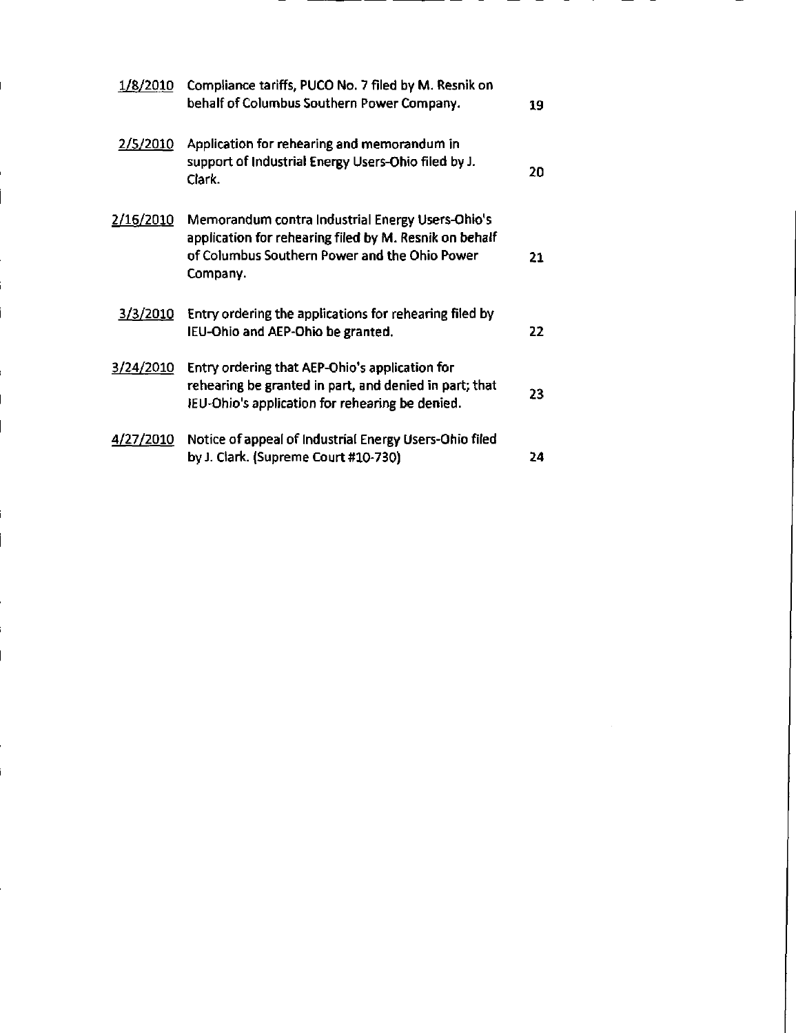| | | |
|---|---|---|
| 1/8/2010 | Compliance tariffs, PUCO No. 7 filed by M. Resnik on behalf of Columbus Southern Power Company. | 19 |
| 2/5/2010 | Application for rehearing and memorandum in support of Industrial Energy Users-Ohio filed by J. Clark. | 20 |
| 2/16/2010 | Memorandum contra Industrial Energy Users-Ohio's application for rehearing filed by M. Resnik on behalf of Columbus Southern Power and the Ohio Power Company. | 21 |
| 3/3/2010 | Entry ordering the applications for rehearing filed by IEU-Ohio and AEP-Ohio be granted. | 22 |
| 3/24/2010 | Entry ordering that AEP-Ohio's application for rehearing be granted in part, and denied in part; that IEU-Ohio's application for rehearing be denied. | 23 |
| 4/27/2010 | Notice of appeal of Industrial Energy Users-Ohio filed by J. Clark. (Supreme Court #10-730) | 24 |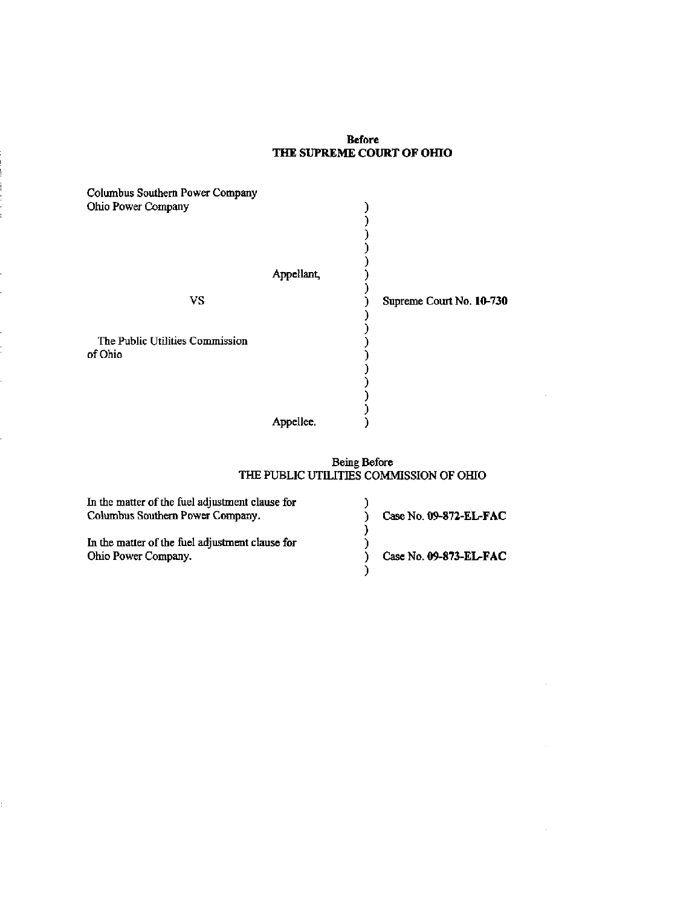**Before**
**THE SUPREME COURT OF OHIO**

| | | |
|---|---|---|
| Columbus Southern Power Company<br>Ohio Power Company | ) | |
| Appellant, | ) | |
| VS | ) | Supreme Court No. **10-730** |
| The Public Utilities Commission of Ohio | ) | |
| Appellee. | ) | |

Being Before
THE PUBLIC UTILITIES COMMISSION OF OHIO

| | | |
|---|---|---|
| In the matter of the fuel adjustment clause for Columbus Southern Power Company. | ) | Case No. **09-872-EL-FAC** |
| In the matter of the fuel adjustment clause for Ohio Power Company. | ) | Case No. **09-873-EL-FAC** |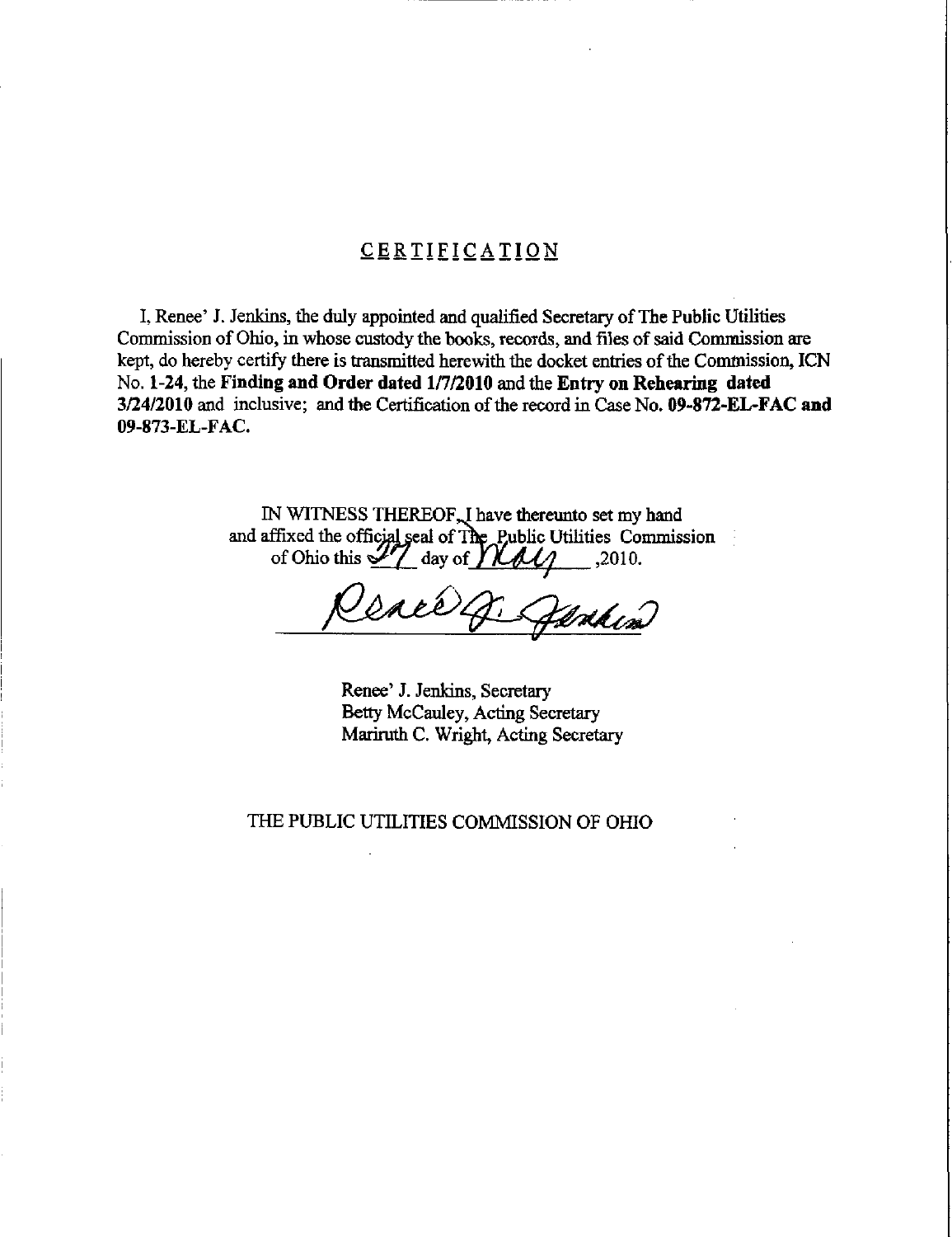# CERTIFICATION

I, Renee' J. Jenkins, the duly appointed and qualified Secretary of The Public Utilities Commission of Ohio, in whose custody the books, records, and files of said Commission are kept, do hereby certify there is transmitted herewith the docket entries of the Commission, ICN No. **1-24**, the **Finding and Order dated 1/7/2010** and the **Entry on Rehearing dated 3/24/2010** and inclusive; and the Certification of the record in Case No. **09-872-EL-FAC and 09-873-EL-FAC.**

IN WITNESS THEREOF, I have thereunto set my hand and affixed the official seal of The Public Utilities Commission of Ohio this 27 day of May ,2010.

Renee' J. Jenkins, Secretary
Betty McCauley, Acting Secretary
Mariruth C. Wright, Acting Secretary

THE PUBLIC UTILITIES COMMISSION OF OHIO